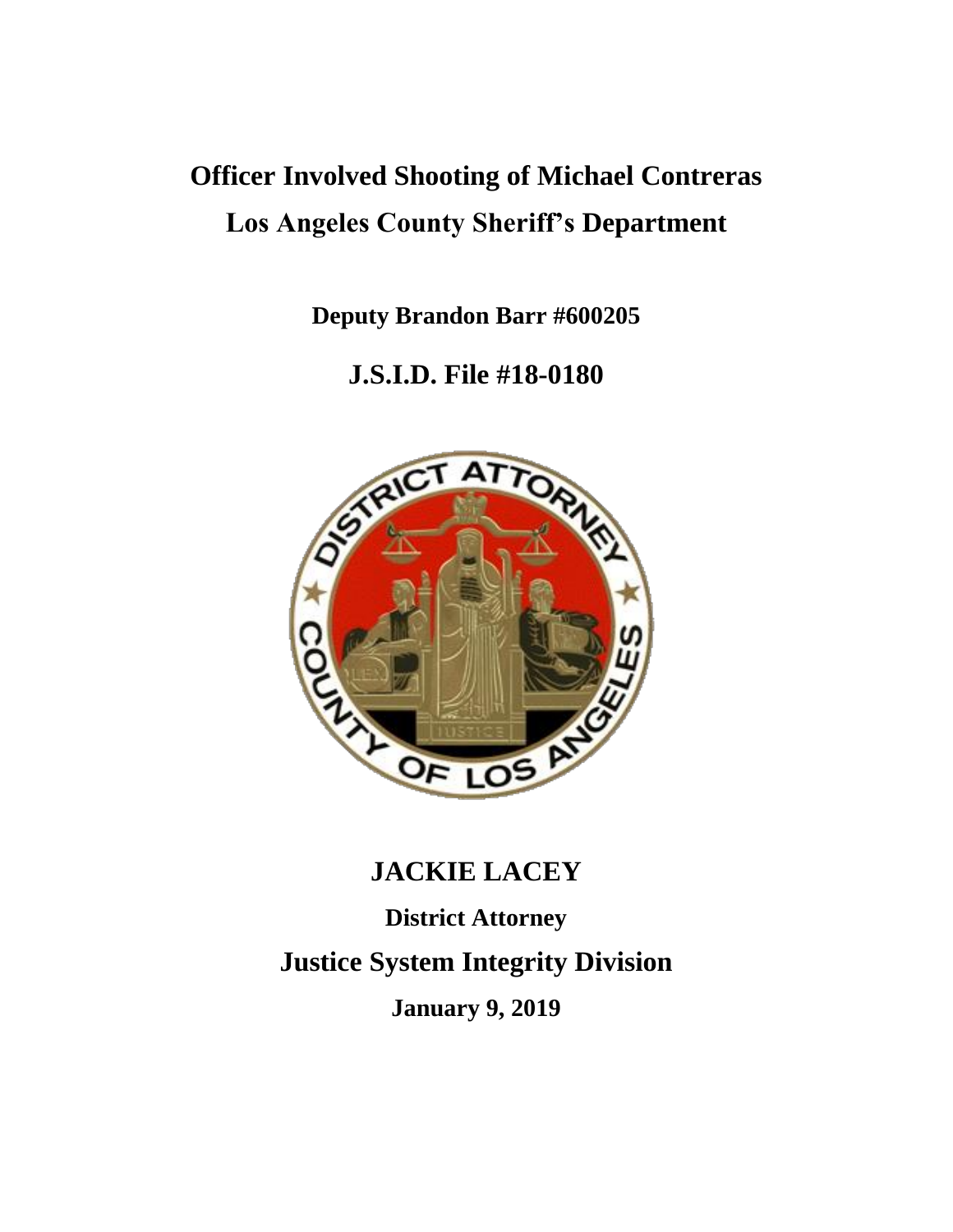# Officer Involved Shooting of Michael Contreras

# Los Angeles County Sheriff's Department

**Deputy Brandon Barr #600205**

## J.S.I.D. File #18-0180

## JACKIE LACEY

**District Attorney**

## Justice System Integrity Division

**January 9, 2019**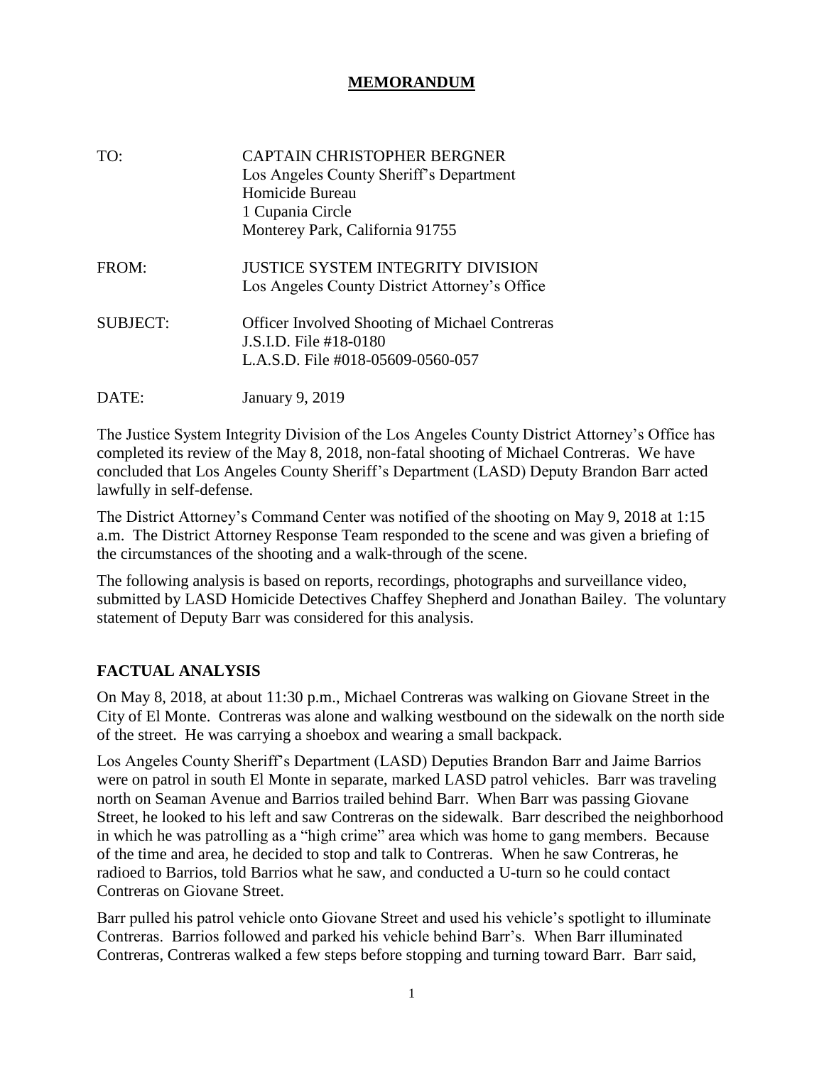# **MEMORANDUM**

| | |
|---|---|
| TO: | CAPTAIN CHRISTOPHER BERGNER<br>Los Angeles County Sheriff's Department<br>Homicide Bureau<br>1 Cupania Circle<br>Monterey Park, California 91755 |
| FROM: | JUSTICE SYSTEM INTEGRITY DIVISION<br>Los Angeles County District Attorney's Office |
| SUBJECT: | Officer Involved Shooting of Michael Contreras<br>J.S.I.D. File #18-0180<br>L.A.S.D. File #018-05609-0560-057 |
| DATE: | January 9, 2019 |

The Justice System Integrity Division of the Los Angeles County District Attorney's Office has completed its review of the May 8, 2018, non-fatal shooting of Michael Contreras. We have concluded that Los Angeles County Sheriff's Department (LASD) Deputy Brandon Barr acted lawfully in self-defense.

The District Attorney's Command Center was notified of the shooting on May 9, 2018 at 1:15 a.m. The District Attorney Response Team responded to the scene and was given a briefing of the circumstances of the shooting and a walk-through of the scene.

The following analysis is based on reports, recordings, photographs and surveillance video, submitted by LASD Homicide Detectives Chaffey Shepherd and Jonathan Bailey. The voluntary statement of Deputy Barr was considered for this analysis.

## **FACTUAL ANALYSIS**

On May 8, 2018, at about 11:30 p.m., Michael Contreras was walking on Giovane Street in the City of El Monte. Contreras was alone and walking westbound on the sidewalk on the north side of the street. He was carrying a shoebox and wearing a small backpack.

Los Angeles County Sheriff's Department (LASD) Deputies Brandon Barr and Jaime Barrios were on patrol in south El Monte in separate, marked LASD patrol vehicles. Barr was traveling north on Seaman Avenue and Barrios trailed behind Barr. When Barr was passing Giovane Street, he looked to his left and saw Contreras on the sidewalk. Barr described the neighborhood in which he was patrolling as a "high crime" area which was home to gang members. Because of the time and area, he decided to stop and talk to Contreras. When he saw Contreras, he radioed to Barrios, told Barrios what he saw, and conducted a U-turn so he could contact Contreras on Giovane Street.

Barr pulled his patrol vehicle onto Giovane Street and used his vehicle's spotlight to illuminate Contreras. Barrios followed and parked his vehicle behind Barr's. When Barr illuminated Contreras, Contreras walked a few steps before stopping and turning toward Barr. Barr said,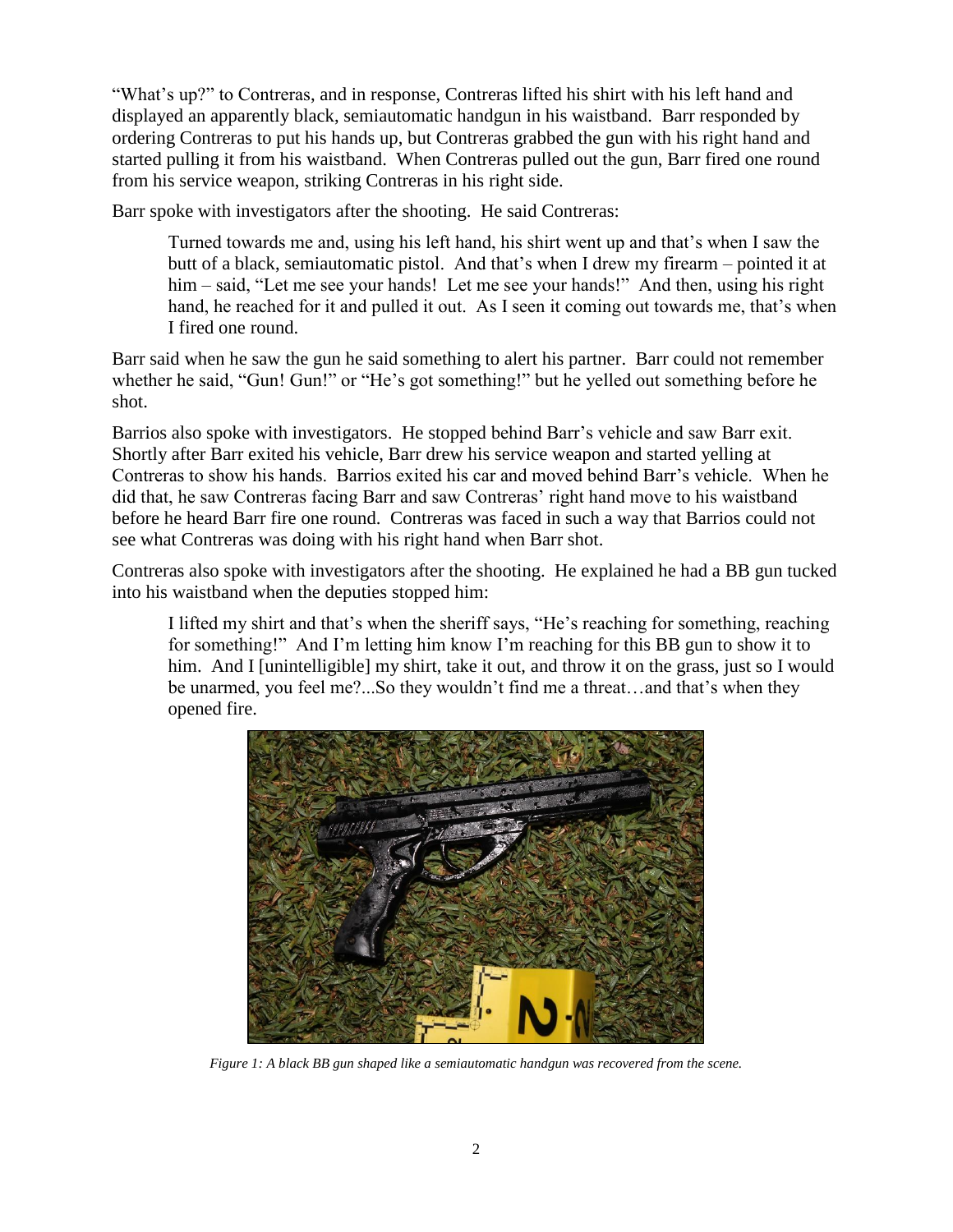"What's up?" to Contreras, and in response, Contreras lifted his shirt with his left hand and displayed an apparently black, semiautomatic handgun in his waistband. Barr responded by ordering Contreras to put his hands up, but Contreras grabbed the gun with his right hand and started pulling it from his waistband. When Contreras pulled out the gun, Barr fired one round from his service weapon, striking Contreras in his right side.

Barr spoke with investigators after the shooting. He said Contreras:

> Turned towards me and, using his left hand, his shirt went up and that's when I saw the butt of a black, semiautomatic pistol. And that's when I drew my firearm – pointed it at him – said, "Let me see your hands! Let me see your hands!" And then, using his right hand, he reached for it and pulled it out. As I seen it coming out towards me, that's when I fired one round.

Barr said when he saw the gun he said something to alert his partner. Barr could not remember whether he said, "Gun! Gun!" or "He's got something!" but he yelled out something before he shot.

Barrios also spoke with investigators. He stopped behind Barr's vehicle and saw Barr exit. Shortly after Barr exited his vehicle, Barr drew his service weapon and started yelling at Contreras to show his hands. Barrios exited his car and moved behind Barr's vehicle. When he did that, he saw Contreras facing Barr and saw Contreras' right hand move to his waistband before he heard Barr fire one round. Contreras was faced in such a way that Barrios could not see what Contreras was doing with his right hand when Barr shot.

Contreras also spoke with investigators after the shooting. He explained he had a BB gun tucked into his waistband when the deputies stopped him:

> I lifted my shirt and that's when the sheriff says, "He's reaching for something, reaching for something!" And I'm letting him know I'm reaching for this BB gun to show it to him. And I [unintelligible] my shirt, take it out, and throw it on the grass, just so I would be unarmed, you feel me?...So they wouldn't find me a threat…and that's when they opened fire.

*Figure 1: A black BB gun shaped like a semiautomatic handgun was recovered from the scene.*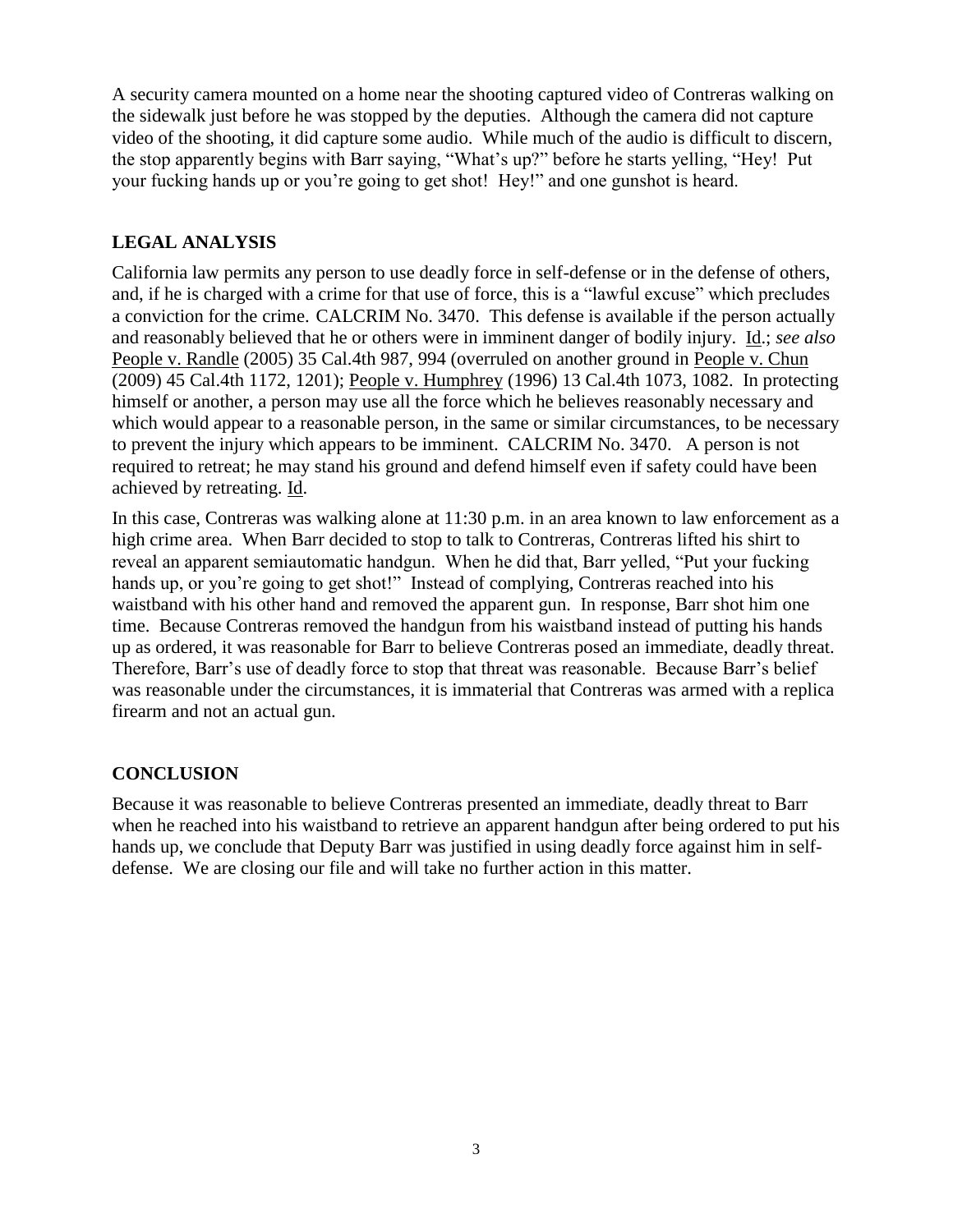A security camera mounted on a home near the shooting captured video of Contreras walking on the sidewalk just before he was stopped by the deputies. Although the camera did not capture video of the shooting, it did capture some audio. While much of the audio is difficult to discern, the stop apparently begins with Barr saying, "What's up?" before he starts yelling, "Hey! Put your fucking hands up or you're going to get shot! Hey!" and one gunshot is heard.

## LEGAL ANALYSIS

California law permits any person to use deadly force in self-defense or in the defense of others, and, if he is charged with a crime for that use of force, this is a "lawful excuse" which precludes a conviction for the crime. CALCRIM No. 3470. This defense is available if the person actually and reasonably believed that he or others were in imminent danger of bodily injury. Id.; *see also* People v. Randle (2005) 35 Cal.4th 987, 994 (overruled on another ground in People v. Chun (2009) 45 Cal.4th 1172, 1201); People v. Humphrey (1996) 13 Cal.4th 1073, 1082. In protecting himself or another, a person may use all the force which he believes reasonably necessary and which would appear to a reasonable person, in the same or similar circumstances, to be necessary to prevent the injury which appears to be imminent. CALCRIM No. 3470. A person is not required to retreat; he may stand his ground and defend himself even if safety could have been achieved by retreating. Id.

In this case, Contreras was walking alone at 11:30 p.m. in an area known to law enforcement as a high crime area. When Barr decided to stop to talk to Contreras, Contreras lifted his shirt to reveal an apparent semiautomatic handgun. When he did that, Barr yelled, "Put your fucking hands up, or you're going to get shot!" Instead of complying, Contreras reached into his waistband with his other hand and removed the apparent gun. In response, Barr shot him one time. Because Contreras removed the handgun from his waistband instead of putting his hands up as ordered, it was reasonable for Barr to believe Contreras posed an immediate, deadly threat. Therefore, Barr's use of deadly force to stop that threat was reasonable. Because Barr's belief was reasonable under the circumstances, it is immaterial that Contreras was armed with a replica firearm and not an actual gun.

## CONCLUSION

Because it was reasonable to believe Contreras presented an immediate, deadly threat to Barr when he reached into his waistband to retrieve an apparent handgun after being ordered to put his hands up, we conclude that Deputy Barr was justified in using deadly force against him in self-defense. We are closing our file and will take no further action in this matter.